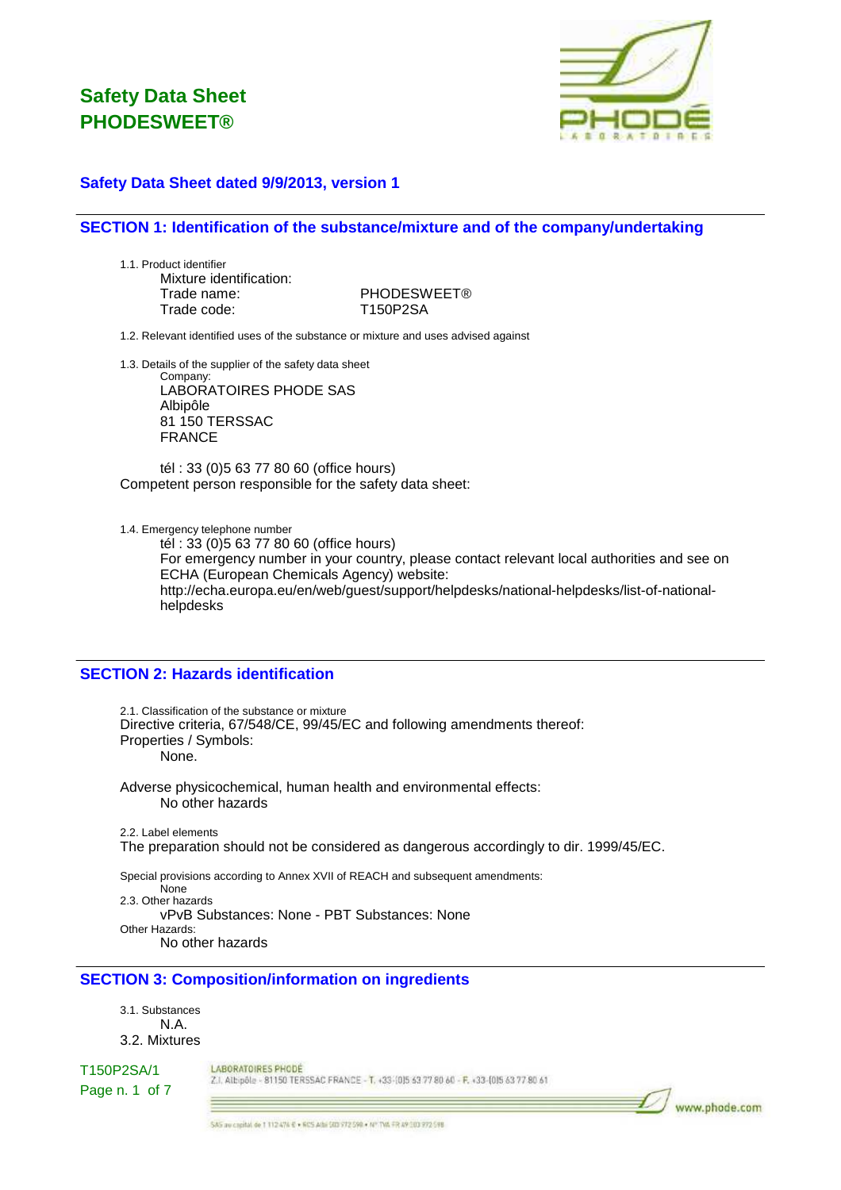# Safety Data Sheet
# PHODESWEET®

### Safety Data Sheet dated 9/9/2013, version 1

## SECTION 1: Identification of the substance/mixture and of the company/undertaking

1.1. Product identifier

Mixture identification:

| | |
|---|---|
| Trade name: | PHODESWEET® |
| Trade code: | T150P2SA |

1.2. Relevant identified uses of the substance or mixture and uses advised against

1.3. Details of the supplier of the safety data sheet

Company:

LABORATOIRES PHODE SAS
Albipôle
81 150 TERSSAC
FRANCE

tél : 33 (0)5 63 77 80 60 (office hours)

Competent person responsible for the safety data sheet:

1.4. Emergency telephone number

tél : 33 (0)5 63 77 80 60 (office hours)

For emergency number in your country, please contact relevant local authorities and see on ECHA (European Chemicals Agency) website:
http://echa.europa.eu/en/web/guest/support/helpdesks/national-helpdesks/list-of-national-helpdesks

## SECTION 2: Hazards identification

2.1. Classification of the substance or mixture

Directive criteria, 67/548/CE, 99/45/EC and following amendments thereof:

Properties / Symbols:

None.

Adverse physicochemical, human health and environmental effects:

No other hazards

2.2. Label elements

The preparation should not be considered as dangerous accordingly to dir. 1999/45/EC.

Special provisions according to Annex XVII of REACH and subsequent amendments:

None

2.3. Other hazards

vPvB Substances: None - PBT Substances: None

Other Hazards:

No other hazards

## SECTION 3: Composition/information on ingredients

3.1. Substances

N.A.

3.2. Mixtures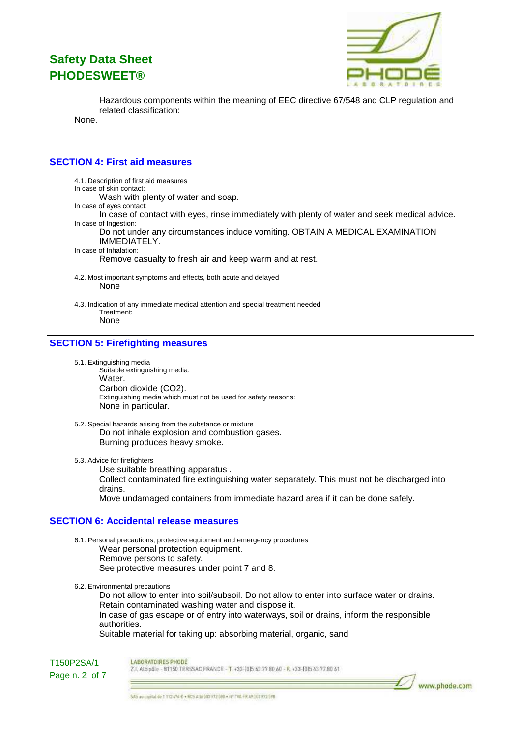Hazardous components within the meaning of EEC directive 67/548 and CLP regulation and related classification:

None.

## SECTION 4: First aid measures

4.1. Description of first aid measures

In case of skin contact:

Wash with plenty of water and soap.

In case of eyes contact:

In case of contact with eyes, rinse immediately with plenty of water and seek medical advice.

In case of Ingestion:

Do not under any circumstances induce vomiting. OBTAIN A MEDICAL EXAMINATION IMMEDIATELY.

In case of Inhalation:

Remove casualty to fresh air and keep warm and at rest.

4.2. Most important symptoms and effects, both acute and delayed

None

4.3. Indication of any immediate medical attention and special treatment needed

Treatment:

None

## SECTION 5: Firefighting measures

5.1. Extinguishing media

Suitable extinguishing media:

Water.

Carbon dioxide ($CO_2$).

Extinguishing media which must not be used for safety reasons:

None in particular.

5.2. Special hazards arising from the substance or mixture

Do not inhale explosion and combustion gases.

Burning produces heavy smoke.

5.3. Advice for firefighters

Use suitable breathing apparatus .

Collect contaminated fire extinguishing water separately. This must not be discharged into drains.

Move undamaged containers from immediate hazard area if it can be done safely.

## SECTION 6: Accidental release measures

6.1. Personal precautions, protective equipment and emergency procedures

Wear personal protection equipment.

Remove persons to safety.

See protective measures under point 7 and 8.

6.2. Environmental precautions

Do not allow to enter into soil/subsoil. Do not allow to enter into surface water or drains.

Retain contaminated washing water and dispose it.

In case of gas escape or of entry into waterways, soil or drains, inform the responsible authorities.

Suitable material for taking up: absorbing material, organic, sand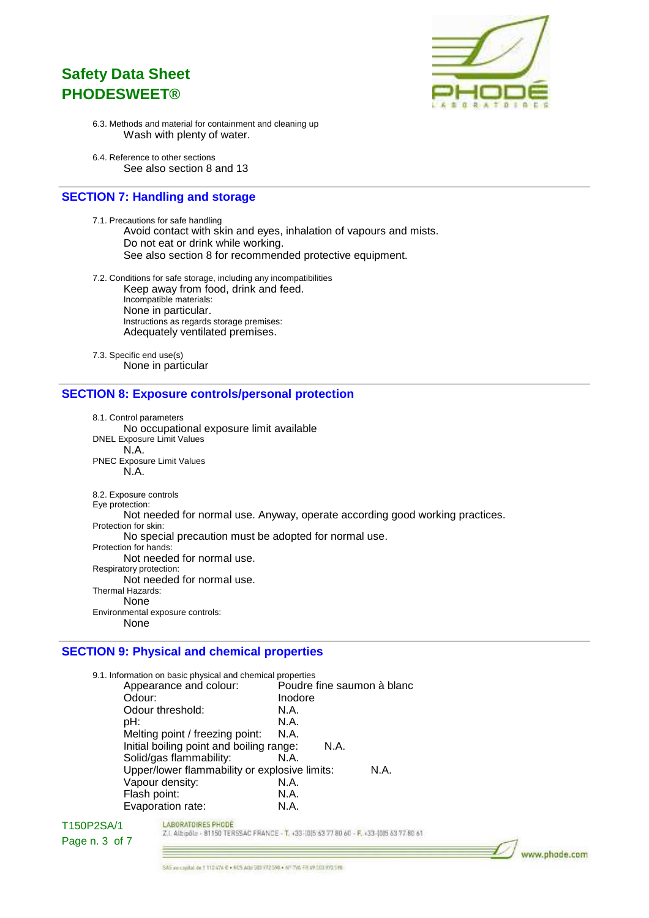6.3. Methods and material for containment and cleaning up

Wash with plenty of water.

6.4. Reference to other sections

See also section 8 and 13

## SECTION 7: Handling and storage

7.1. Precautions for safe handling

Avoid contact with skin and eyes, inhalation of vapours and mists.
Do not eat or drink while working.
See also section 8 for recommended protective equipment.

7.2. Conditions for safe storage, including any incompatibilities

Keep away from food, drink and feed.

Incompatible materials:

None in particular.

Instructions as regards storage premises:

Adequately ventilated premises.

7.3. Specific end use(s)

None in particular

## SECTION 8: Exposure controls/personal protection

8.1. Control parameters

No occupational exposure limit available

DNEL Exposure Limit Values

N.A.

PNEC Exposure Limit Values

N.A.

8.2. Exposure controls

Eye protection:

Not needed for normal use. Anyway, operate according good working practices.

Protection for skin:

No special precaution must be adopted for normal use.

Protection for hands:

Not needed for normal use.

Respiratory protection:

Not needed for normal use.

Thermal Hazards:

None

Environmental exposure controls:

None

## SECTION 9: Physical and chemical properties

9.1. Information on basic physical and chemical properties

| | |
|---|---|
| Appearance and colour: | Poudre fine saumon à blanc |
| Odour: | Inodore |
| Odour threshold: | N.A. |
| pH: | N.A. |
| Melting point / freezing point: | N.A. |
| Initial boiling point and boiling range: | N.A. |
| Solid/gas flammability: | N.A. |
| Upper/lower flammability or explosive limits: | N.A. |
| Vapour density: | N.A. |
| Flash point: | N.A. |
| Evaporation rate: | N.A. |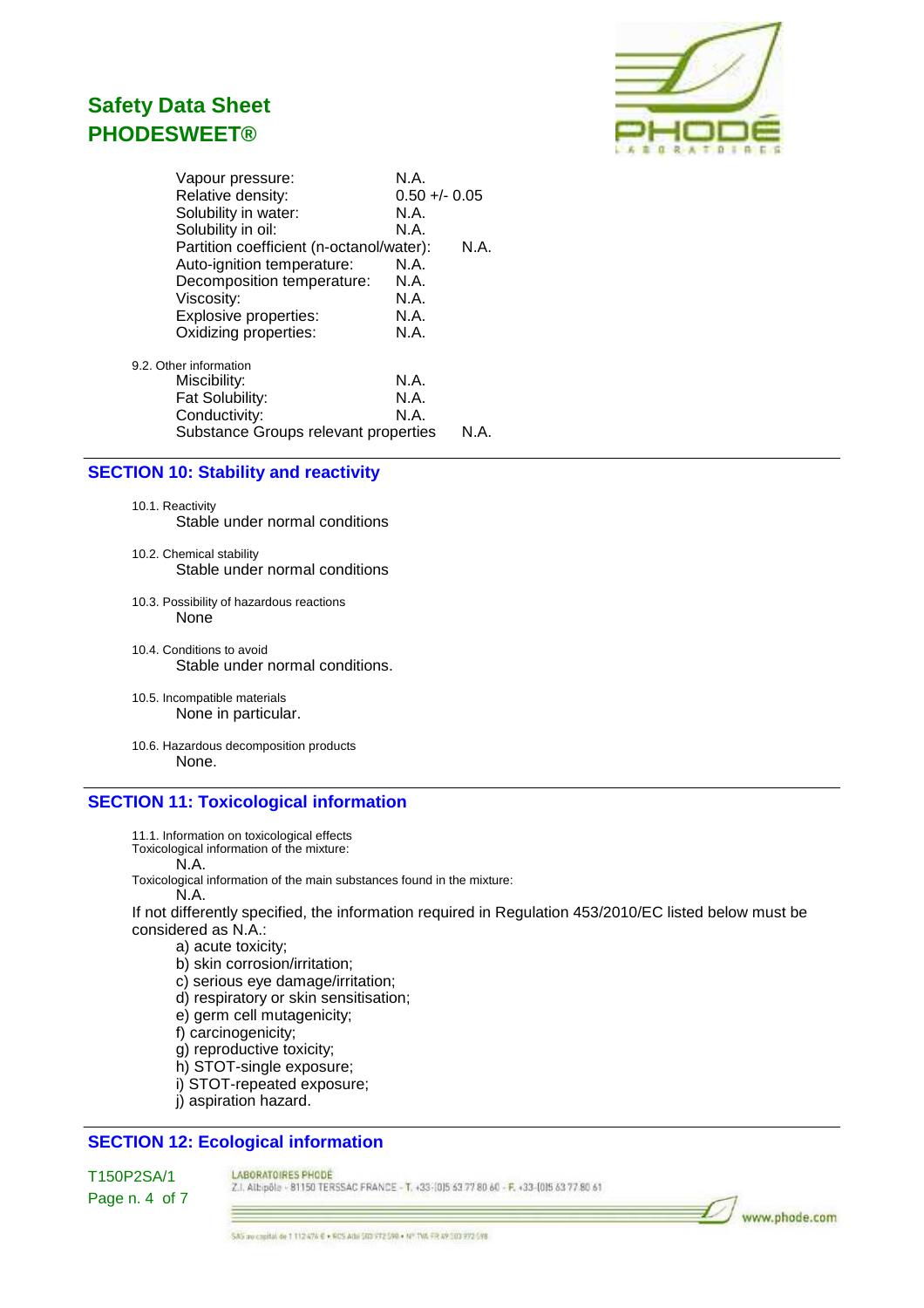| | |
|---|---|
| Vapour pressure: | N.A. |
| Relative density: | 0.50 +/- 0.05 |
| Solubility in water: | N.A. |
| Solubility in oil: | N.A. |
| Partition coefficient (n-octanol/water): | N.A. |
| Auto-ignition temperature: | N.A. |
| Decomposition temperature: | N.A. |
| Viscosity: | N.A. |
| Explosive properties: | N.A. |
| Oxidizing properties: | N.A. |

9.2. Other information

| | |
|---|---|
| Miscibility: | N.A. |
| Fat Solubility: | N.A. |
| Conductivity: | N.A. |
| Substance Groups relevant properties | N.A. |

## SECTION 10: Stability and reactivity

10.1. Reactivity

Stable under normal conditions

10.2. Chemical stability

Stable under normal conditions

10.3. Possibility of hazardous reactions

None

10.4. Conditions to avoid

Stable under normal conditions.

10.5. Incompatible materials

None in particular.

10.6. Hazardous decomposition products

None.

## SECTION 11: Toxicological information

11.1. Information on toxicological effects

Toxicological information of the mixture:

N.A.

Toxicological information of the main substances found in the mixture:

N.A.

If not differently specified, the information required in Regulation 453/2010/EC listed below must be considered as N.A.:

a) acute toxicity;
b) skin corrosion/irritation;
c) serious eye damage/irritation;
d) respiratory or skin sensitisation;
e) germ cell mutagenicity;
f) carcinogenicity;
g) reproductive toxicity;
h) STOT-single exposure;
i) STOT-repeated exposure;
j) aspiration hazard.

## SECTION 12: Ecological information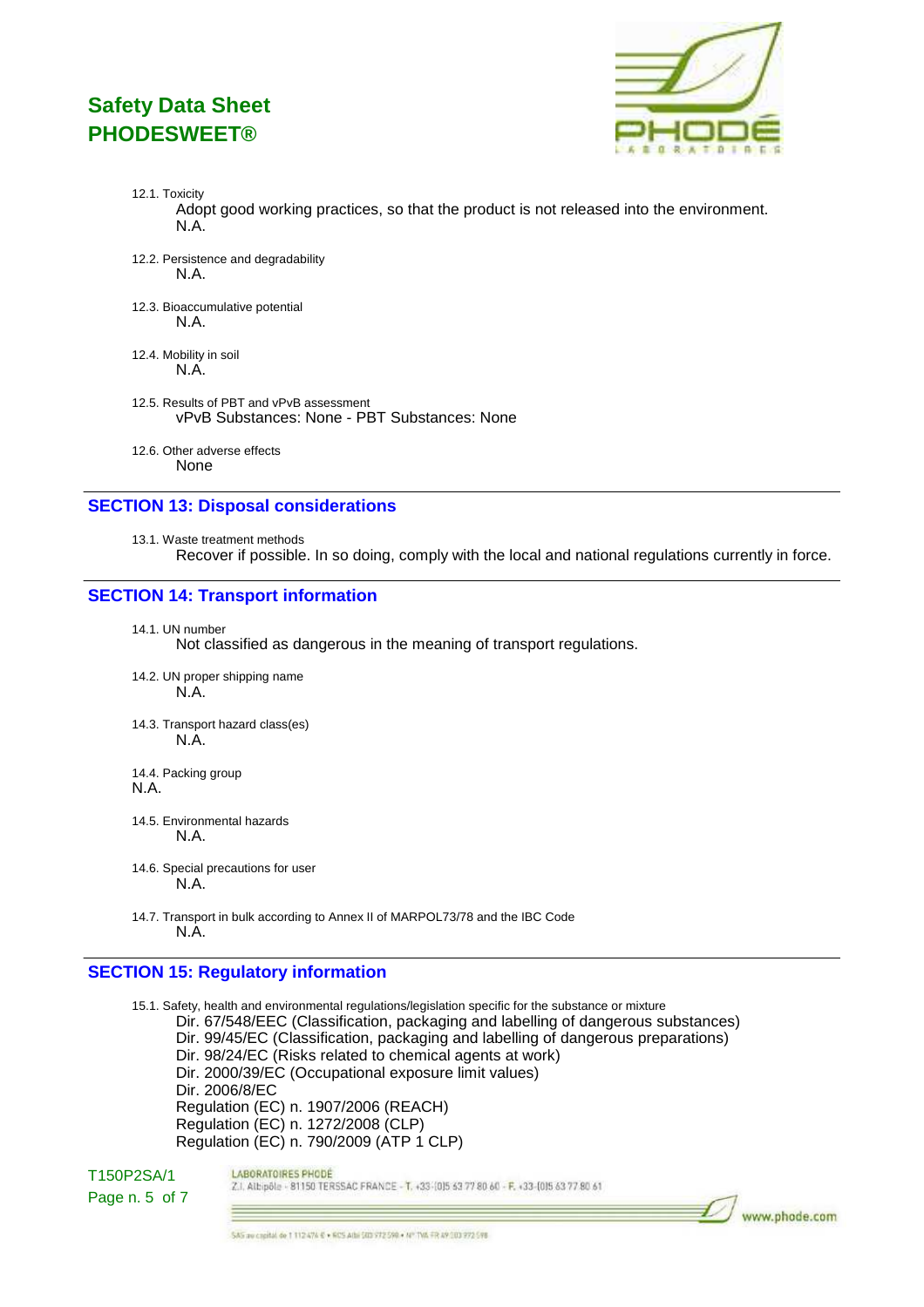12.1. Toxicity

Adopt good working practices, so that the product is not released into the environment.
N.A.

12.2. Persistence and degradability

N.A.

12.3. Bioaccumulative potential

N.A.

12.4. Mobility in soil

N.A.

12.5. Results of PBT and vPvB assessment

vPvB Substances: None - PBT Substances: None

12.6. Other adverse effects

None

## SECTION 13: Disposal considerations

13.1. Waste treatment methods

Recover if possible. In so doing, comply with the local and national regulations currently in force.

## SECTION 14: Transport information

14.1. UN number

Not classified as dangerous in the meaning of transport regulations.

14.2. UN proper shipping name

N.A.

14.3. Transport hazard class(es)

N.A.

14.4. Packing group

N.A.

14.5. Environmental hazards

N.A.

14.6. Special precautions for user

N.A.

14.7. Transport in bulk according to Annex II of MARPOL73/78 and the IBC Code

N.A.

## SECTION 15: Regulatory information

15.1. Safety, health and environmental regulations/legislation specific for the substance or mixture

Dir. 67/548/EEC (Classification, packaging and labelling of dangerous substances)
Dir. 99/45/EC (Classification, packaging and labelling of dangerous preparations)
Dir. 98/24/EC (Risks related to chemical agents at work)
Dir. 2000/39/EC (Occupational exposure limit values)
Dir. 2006/8/EC
Regulation (EC) n. 1907/2006 (REACH)
Regulation (EC) n. 1272/2008 (CLP)
Regulation (EC) n. 790/2009 (ATP 1 CLP)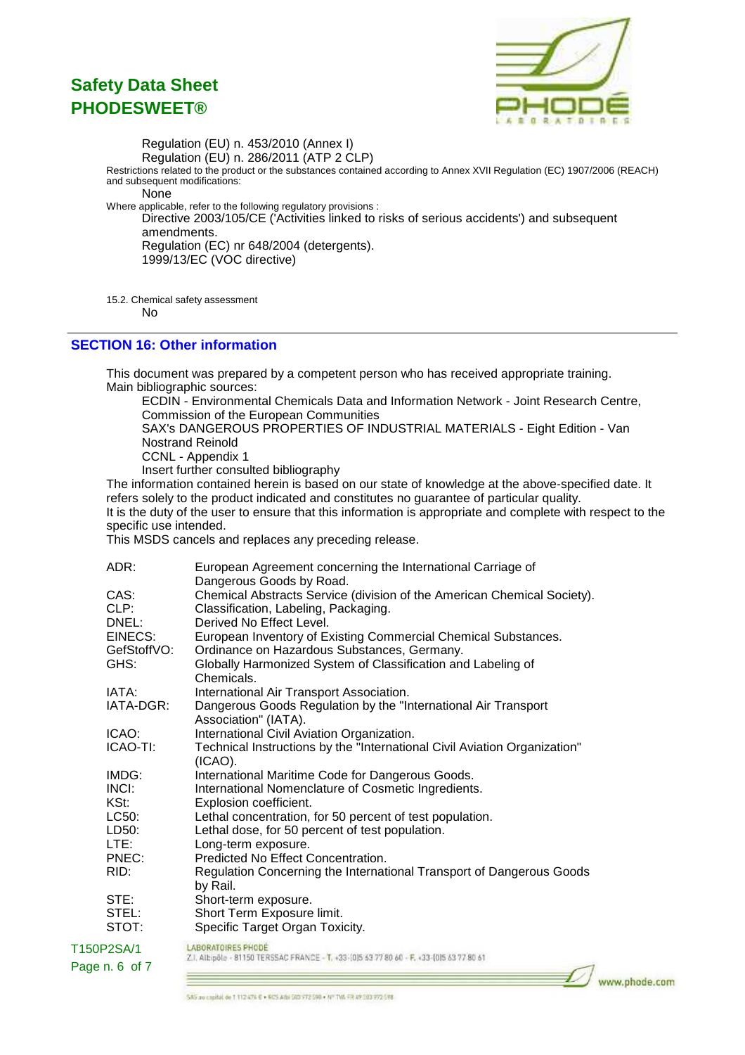Regulation (EU) n. 453/2010 (Annex I)

Regulation (EU) n. 286/2011 (ATP 2 CLP)

Restrictions related to the product or the substances contained according to Annex XVII Regulation (EC) 1907/2006 (REACH) and subsequent modifications:

None

Where applicable, refer to the following regulatory provisions :

Directive 2003/105/CE ('Activities linked to risks of serious accidents') and subsequent amendments.

Regulation (EC) nr 648/2004 (detergents).

1999/13/EC (VOC directive)

15.2. Chemical safety assessment

No

## SECTION 16: Other information

This document was prepared by a competent person who has received appropriate training.

Main bibliographic sources:

ECDIN - Environmental Chemicals Data and Information Network - Joint Research Centre, Commission of the European Communities

SAX's DANGEROUS PROPERTIES OF INDUSTRIAL MATERIALS - Eight Edition - Van Nostrand Reinold

CCNL - Appendix 1

Insert further consulted bibliography

The information contained herein is based on our state of knowledge at the above-specified date. It refers solely to the product indicated and constitutes no guarantee of particular quality.

It is the duty of the user to ensure that this information is appropriate and complete with respect to the specific use intended.

This MSDS cancels and replaces any preceding release.

| | |
|---|---|
| ADR: | European Agreement concerning the International Carriage of Dangerous Goods by Road. |
| CAS: | Chemical Abstracts Service (division of the American Chemical Society). |
| CLP: | Classification, Labeling, Packaging. |
| DNEL: | Derived No Effect Level. |
| EINECS: | European Inventory of Existing Commercial Chemical Substances. |
| GefStoffVO: | Ordinance on Hazardous Substances, Germany. |
| GHS: | Globally Harmonized System of Classification and Labeling of Chemicals. |
| IATA: | International Air Transport Association. |
| IATA-DGR: | Dangerous Goods Regulation by the "International Air Transport Association" (IATA). |
| ICAO: | International Civil Aviation Organization. |
| ICAO-TI: | Technical Instructions by the "International Civil Aviation Organization" (ICAO). |
| IMDG: | International Maritime Code for Dangerous Goods. |
| INCI: | International Nomenclature of Cosmetic Ingredients. |
| KSt: | Explosion coefficient. |
| LC50: | Lethal concentration, for 50 percent of test population. |
| LD50: | Lethal dose, for 50 percent of test population. |
| LTE: | Long-term exposure. |
| PNEC: | Predicted No Effect Concentration. |
| RID: | Regulation Concerning the International Transport of Dangerous Goods by Rail. |
| STE: | Short-term exposure. |
| STEL: | Short Term Exposure limit. |
| STOT: | Specific Target Organ Toxicity. |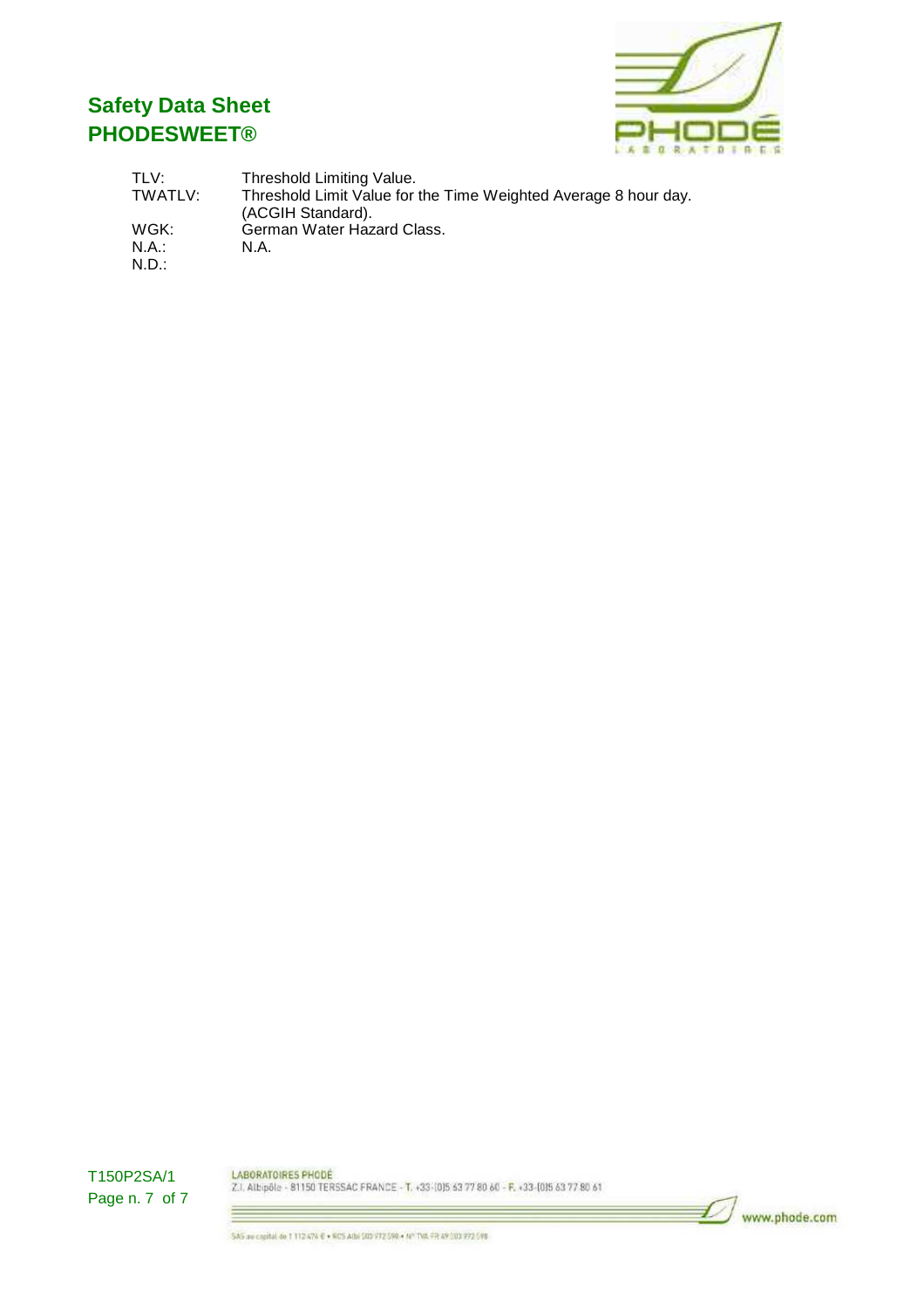| | |
|---|---|
| TLV: | Threshold Limiting Value. |
| TWATLV: | Threshold Limit Value for the Time Weighted Average 8 hour day. (ACGIH Standard). |
| WGK: | German Water Hazard Class. |
| N.A.: | N.A. |
| N.D.: | |